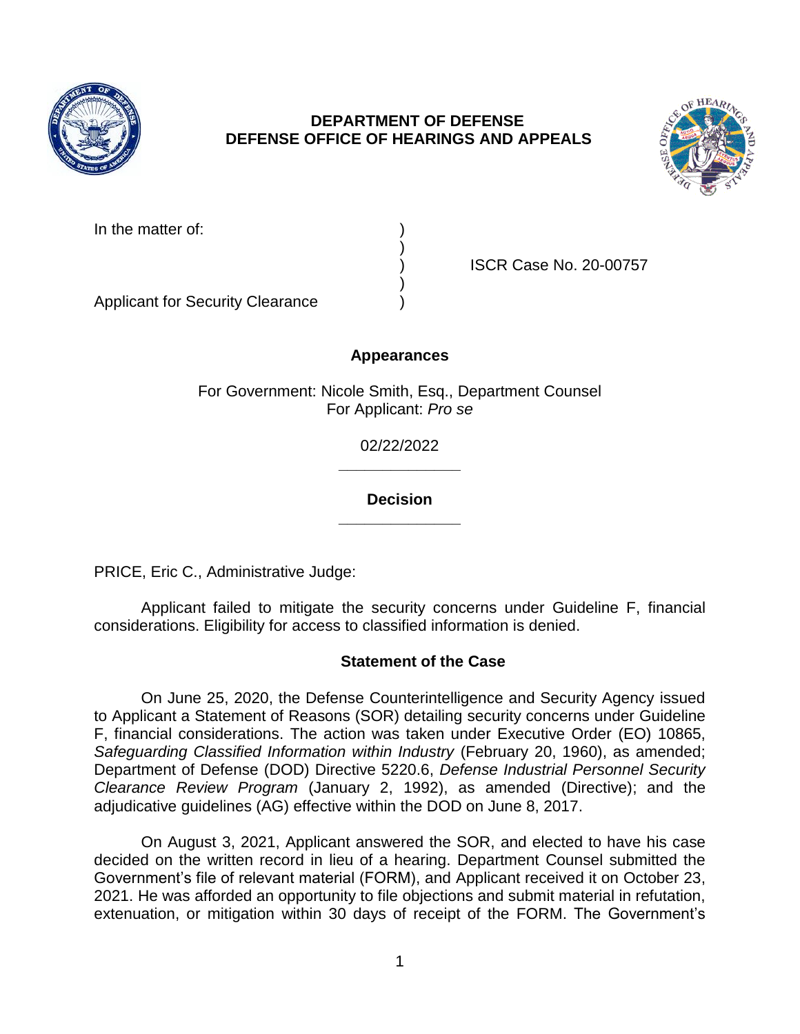**DEPARTMENT OF DEFENSE**
**DEFENSE OFFICE OF HEARINGS AND APPEALS**

In the matter of: )
)
) ISCR Case No. 20-00757
)
Applicant for Security Clearance )

**Appearances**

For Government: Nicole Smith, Esq., Department Counsel
For Applicant: *Pro se*

02/22/2022

---

**Decision**

---

PRICE, Eric C., Administrative Judge:

Applicant failed to mitigate the security concerns under Guideline F, financial considerations. Eligibility for access to classified information is denied.

## Statement of the Case

On June 25, 2020, the Defense Counterintelligence and Security Agency issued to Applicant a Statement of Reasons (SOR) detailing security concerns under Guideline F, financial considerations. The action was taken under Executive Order (EO) 10865, *Safeguarding Classified Information within Industry* (February 20, 1960), as amended; Department of Defense (DOD) Directive 5220.6, *Defense Industrial Personnel Security Clearance Review Program* (January 2, 1992), as amended (Directive); and the adjudicative guidelines (AG) effective within the DOD on June 8, 2017.

On August 3, 2021, Applicant answered the SOR, and elected to have his case decided on the written record in lieu of a hearing. Department Counsel submitted the Government's file of relevant material (FORM), and Applicant received it on October 23, 2021. He was afforded an opportunity to file objections and submit material in refutation, extenuation, or mitigation within 30 days of receipt of the FORM. The Government's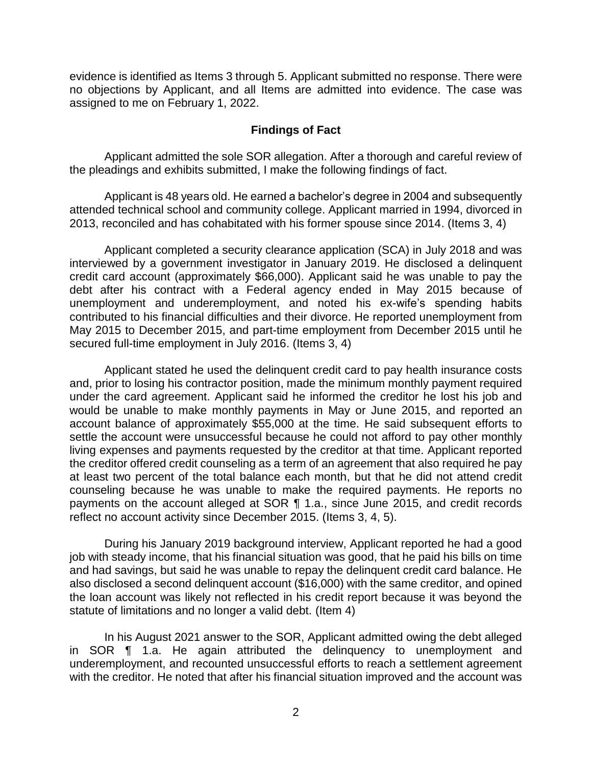evidence is identified as Items 3 through 5. Applicant submitted no response. There were no objections by Applicant, and all Items are admitted into evidence. The case was assigned to me on February 1, 2022.

## Findings of Fact

Applicant admitted the sole SOR allegation. After a thorough and careful review of the pleadings and exhibits submitted, I make the following findings of fact.

Applicant is 48 years old. He earned a bachelor's degree in 2004 and subsequently attended technical school and community college. Applicant married in 1994, divorced in 2013, reconciled and has cohabitated with his former spouse since 2014. (Items 3, 4)

Applicant completed a security clearance application (SCA) in July 2018 and was interviewed by a government investigator in January 2019. He disclosed a delinquent credit card account (approximately $66,000). Applicant said he was unable to pay the debt after his contract with a Federal agency ended in May 2015 because of unemployment and underemployment, and noted his ex-wife's spending habits contributed to his financial difficulties and their divorce. He reported unemployment from May 2015 to December 2015, and part-time employment from December 2015 until he secured full-time employment in July 2016. (Items 3, 4)

Applicant stated he used the delinquent credit card to pay health insurance costs and, prior to losing his contractor position, made the minimum monthly payment required under the card agreement. Applicant said he informed the creditor he lost his job and would be unable to make monthly payments in May or June 2015, and reported an account balance of approximately $55,000 at the time. He said subsequent efforts to settle the account were unsuccessful because he could not afford to pay other monthly living expenses and payments requested by the creditor at that time. Applicant reported the creditor offered credit counseling as a term of an agreement that also required he pay at least two percent of the total balance each month, but that he did not attend credit counseling because he was unable to make the required payments. He reports no payments on the account alleged at SOR ¶ 1.a., since June 2015, and credit records reflect no account activity since December 2015. (Items 3, 4, 5).

During his January 2019 background interview, Applicant reported he had a good job with steady income, that his financial situation was good, that he paid his bills on time and had savings, but said he was unable to repay the delinquent credit card balance. He also disclosed a second delinquent account ($16,000) with the same creditor, and opined the loan account was likely not reflected in his credit report because it was beyond the statute of limitations and no longer a valid debt. (Item 4)

In his August 2021 answer to the SOR, Applicant admitted owing the debt alleged in SOR ¶ 1.a. He again attributed the delinquency to unemployment and underemployment, and recounted unsuccessful efforts to reach a settlement agreement with the creditor. He noted that after his financial situation improved and the account was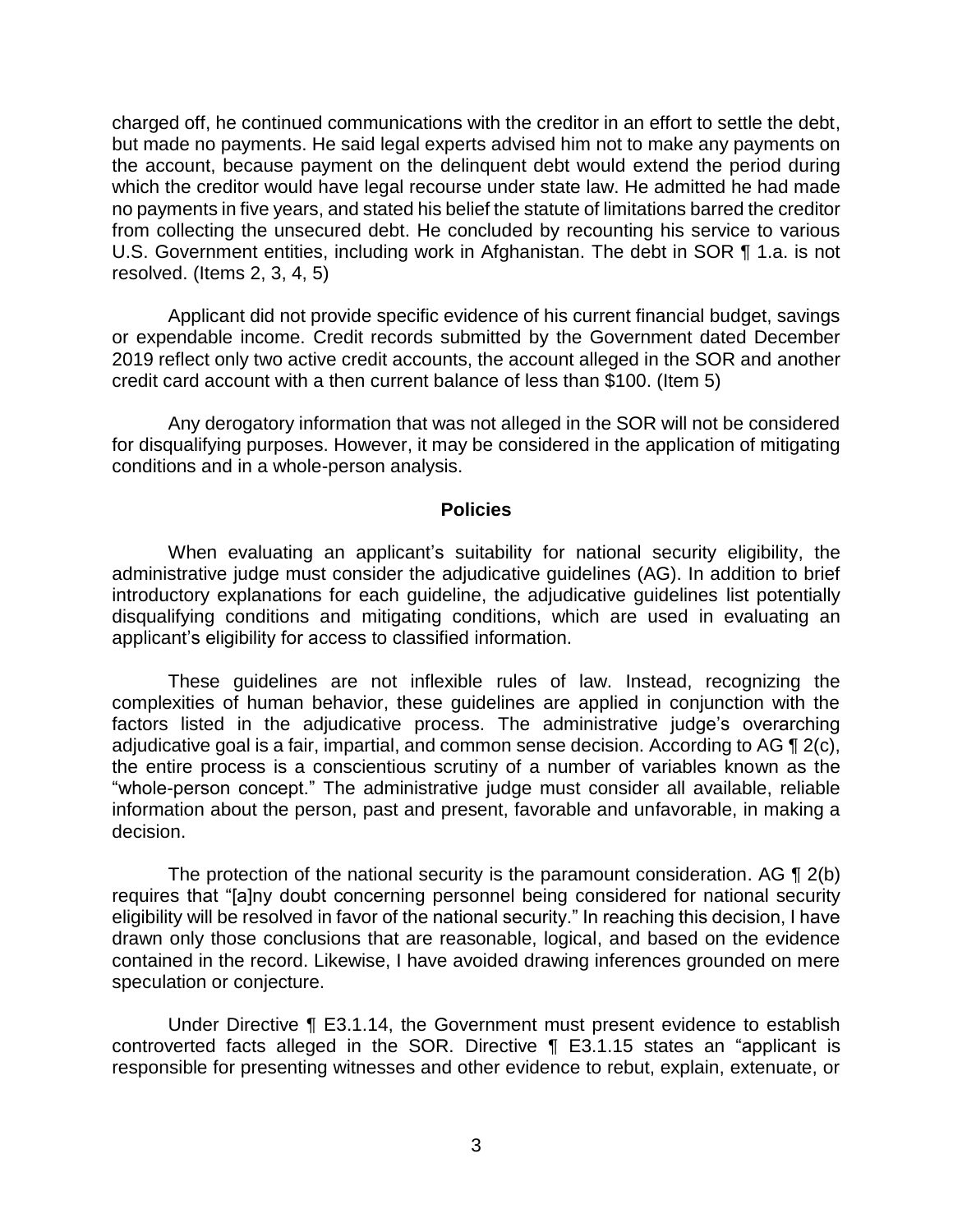charged off, he continued communications with the creditor in an effort to settle the debt, but made no payments. He said legal experts advised him not to make any payments on the account, because payment on the delinquent debt would extend the period during which the creditor would have legal recourse under state law. He admitted he had made no payments in five years, and stated his belief the statute of limitations barred the creditor from collecting the unsecured debt. He concluded by recounting his service to various U.S. Government entities, including work in Afghanistan. The debt in SOR ¶ 1.a. is not resolved. (Items 2, 3, 4, 5)

Applicant did not provide specific evidence of his current financial budget, savings or expendable income. Credit records submitted by the Government dated December 2019 reflect only two active credit accounts, the account alleged in the SOR and another credit card account with a then current balance of less than $100. (Item 5)

Any derogatory information that was not alleged in the SOR will not be considered for disqualifying purposes. However, it may be considered in the application of mitigating conditions and in a whole-person analysis.

## Policies

When evaluating an applicant's suitability for national security eligibility, the administrative judge must consider the adjudicative guidelines (AG). In addition to brief introductory explanations for each guideline, the adjudicative guidelines list potentially disqualifying conditions and mitigating conditions, which are used in evaluating an applicant's eligibility for access to classified information.

These guidelines are not inflexible rules of law. Instead, recognizing the complexities of human behavior, these guidelines are applied in conjunction with the factors listed in the adjudicative process. The administrative judge's overarching adjudicative goal is a fair, impartial, and common sense decision. According to AG ¶ 2(c), the entire process is a conscientious scrutiny of a number of variables known as the "whole-person concept." The administrative judge must consider all available, reliable information about the person, past and present, favorable and unfavorable, in making a decision.

The protection of the national security is the paramount consideration. AG ¶ 2(b) requires that "[a]ny doubt concerning personnel being considered for national security eligibility will be resolved in favor of the national security." In reaching this decision, I have drawn only those conclusions that are reasonable, logical, and based on the evidence contained in the record. Likewise, I have avoided drawing inferences grounded on mere speculation or conjecture.

Under Directive ¶ E3.1.14, the Government must present evidence to establish controverted facts alleged in the SOR. Directive ¶ E3.1.15 states an "applicant is responsible for presenting witnesses and other evidence to rebut, explain, extenuate, or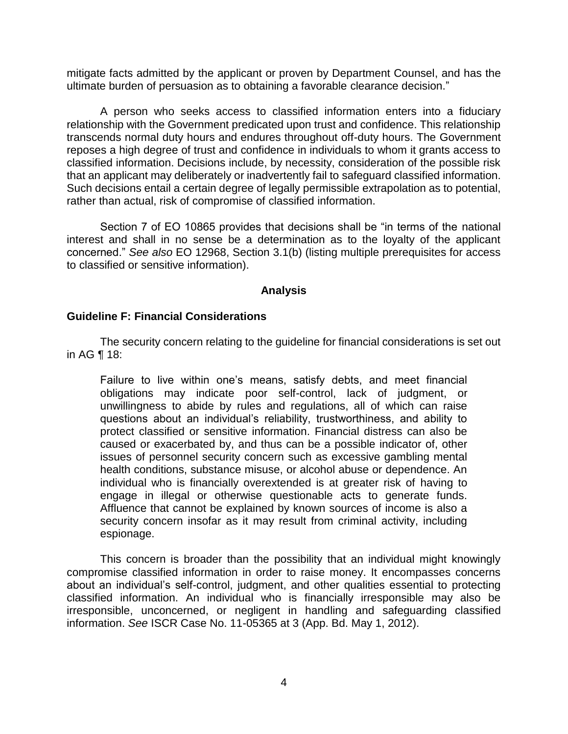mitigate facts admitted by the applicant or proven by Department Counsel, and has the ultimate burden of persuasion as to obtaining a favorable clearance decision."

A person who seeks access to classified information enters into a fiduciary relationship with the Government predicated upon trust and confidence. This relationship transcends normal duty hours and endures throughout off-duty hours. The Government reposes a high degree of trust and confidence in individuals to whom it grants access to classified information. Decisions include, by necessity, consideration of the possible risk that an applicant may deliberately or inadvertently fail to safeguard classified information. Such decisions entail a certain degree of legally permissible extrapolation as to potential, rather than actual, risk of compromise of classified information.

Section 7 of EO 10865 provides that decisions shall be "in terms of the national interest and shall in no sense be a determination as to the loyalty of the applicant concerned." *See also* EO 12968, Section 3.1(b) (listing multiple prerequisites for access to classified or sensitive information).

## Analysis

### Guideline F: Financial Considerations

The security concern relating to the guideline for financial considerations is set out in AG ¶ 18:

> Failure to live within one's means, satisfy debts, and meet financial obligations may indicate poor self-control, lack of judgment, or unwillingness to abide by rules and regulations, all of which can raise questions about an individual's reliability, trustworthiness, and ability to protect classified or sensitive information. Financial distress can also be caused or exacerbated by, and thus can be a possible indicator of, other issues of personnel security concern such as excessive gambling mental health conditions, substance misuse, or alcohol abuse or dependence. An individual who is financially overextended is at greater risk of having to engage in illegal or otherwise questionable acts to generate funds. Affluence that cannot be explained by known sources of income is also a security concern insofar as it may result from criminal activity, including espionage.

This concern is broader than the possibility that an individual might knowingly compromise classified information in order to raise money. It encompasses concerns about an individual's self-control, judgment, and other qualities essential to protecting classified information. An individual who is financially irresponsible may also be irresponsible, unconcerned, or negligent in handling and safeguarding classified information. *See* ISCR Case No. 11-05365 at 3 (App. Bd. May 1, 2012).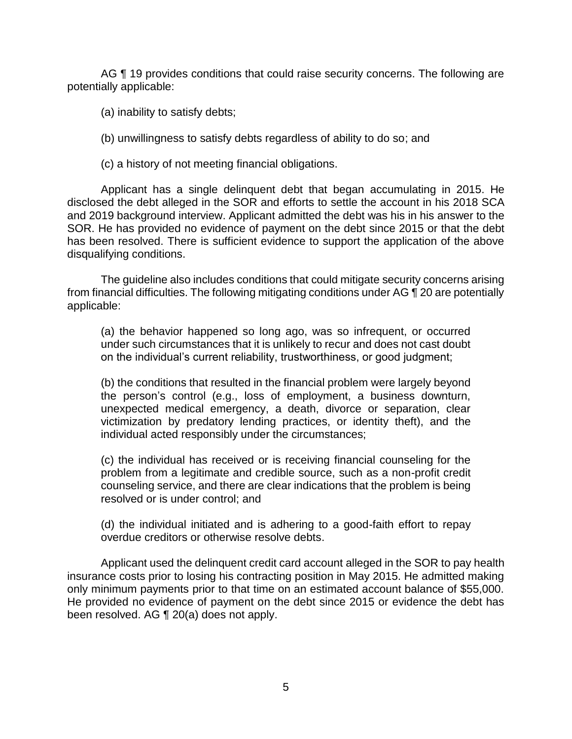AG ¶ 19 provides conditions that could raise security concerns. The following are potentially applicable:

(a) inability to satisfy debts;

(b) unwillingness to satisfy debts regardless of ability to do so; and

(c) a history of not meeting financial obligations.

Applicant has a single delinquent debt that began accumulating in 2015. He disclosed the debt alleged in the SOR and efforts to settle the account in his 2018 SCA and 2019 background interview. Applicant admitted the debt was his in his answer to the SOR. He has provided no evidence of payment on the debt since 2015 or that the debt has been resolved. There is sufficient evidence to support the application of the above disqualifying conditions.

The guideline also includes conditions that could mitigate security concerns arising from financial difficulties. The following mitigating conditions under AG ¶ 20 are potentially applicable:

> (a) the behavior happened so long ago, was so infrequent, or occurred under such circumstances that it is unlikely to recur and does not cast doubt on the individual's current reliability, trustworthiness, or good judgment;
>
> (b) the conditions that resulted in the financial problem were largely beyond the person's control (e.g., loss of employment, a business downturn, unexpected medical emergency, a death, divorce or separation, clear victimization by predatory lending practices, or identity theft), and the individual acted responsibly under the circumstances;
>
> (c) the individual has received or is receiving financial counseling for the problem from a legitimate and credible source, such as a non-profit credit counseling service, and there are clear indications that the problem is being resolved or is under control; and
>
> (d) the individual initiated and is adhering to a good-faith effort to repay overdue creditors or otherwise resolve debts.

Applicant used the delinquent credit card account alleged in the SOR to pay health insurance costs prior to losing his contracting position in May 2015. He admitted making only minimum payments prior to that time on an estimated account balance of $55,000. He provided no evidence of payment on the debt since 2015 or evidence the debt has been resolved. AG ¶ 20(a) does not apply.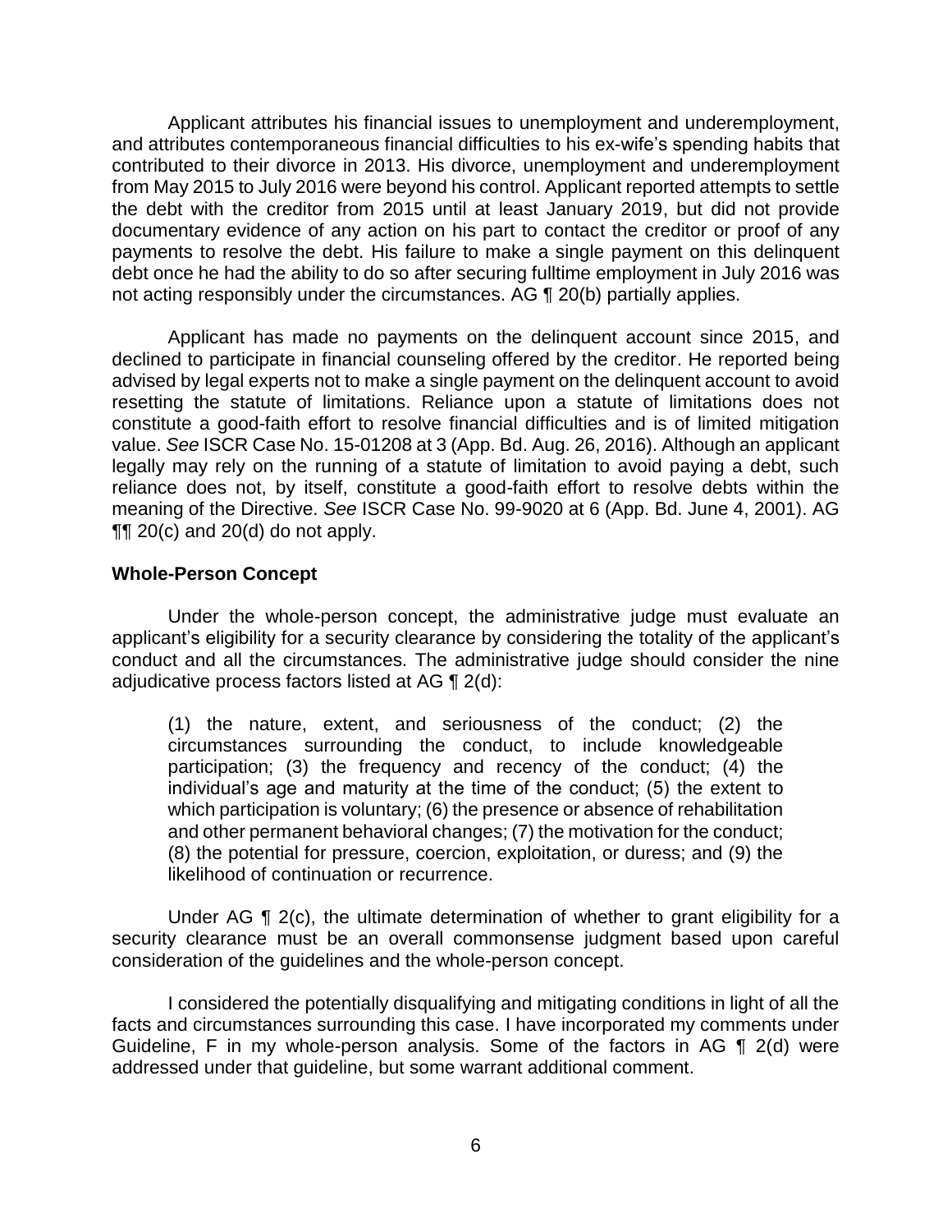Applicant attributes his financial issues to unemployment and underemployment, and attributes contemporaneous financial difficulties to his ex-wife's spending habits that contributed to their divorce in 2013. His divorce, unemployment and underemployment from May 2015 to July 2016 were beyond his control. Applicant reported attempts to settle the debt with the creditor from 2015 until at least January 2019, but did not provide documentary evidence of any action on his part to contact the creditor or proof of any payments to resolve the debt. His failure to make a single payment on this delinquent debt once he had the ability to do so after securing fulltime employment in July 2016 was not acting responsibly under the circumstances. AG ¶ 20(b) partially applies.

Applicant has made no payments on the delinquent account since 2015, and declined to participate in financial counseling offered by the creditor. He reported being advised by legal experts not to make a single payment on the delinquent account to avoid resetting the statute of limitations. Reliance upon a statute of limitations does not constitute a good-faith effort to resolve financial difficulties and is of limited mitigation value. *See* ISCR Case No. 15-01208 at 3 (App. Bd. Aug. 26, 2016). Although an applicant legally may rely on the running of a statute of limitation to avoid paying a debt, such reliance does not, by itself, constitute a good-faith effort to resolve debts within the meaning of the Directive. *See* ISCR Case No. 99-9020 at 6 (App. Bd. June 4, 2001). AG ¶¶ 20(c) and 20(d) do not apply.

**Whole-Person Concept**

Under the whole-person concept, the administrative judge must evaluate an applicant's eligibility for a security clearance by considering the totality of the applicant's conduct and all the circumstances. The administrative judge should consider the nine adjudicative process factors listed at AG ¶ 2(d):

> (1) the nature, extent, and seriousness of the conduct; (2) the circumstances surrounding the conduct, to include knowledgeable participation; (3) the frequency and recency of the conduct; (4) the individual's age and maturity at the time of the conduct; (5) the extent to which participation is voluntary; (6) the presence or absence of rehabilitation and other permanent behavioral changes; (7) the motivation for the conduct; (8) the potential for pressure, coercion, exploitation, or duress; and (9) the likelihood of continuation or recurrence.

Under AG ¶ 2(c), the ultimate determination of whether to grant eligibility for a security clearance must be an overall commonsense judgment based upon careful consideration of the guidelines and the whole-person concept.

I considered the potentially disqualifying and mitigating conditions in light of all the facts and circumstances surrounding this case. I have incorporated my comments under Guideline, F in my whole-person analysis. Some of the factors in AG ¶ 2(d) were addressed under that guideline, but some warrant additional comment.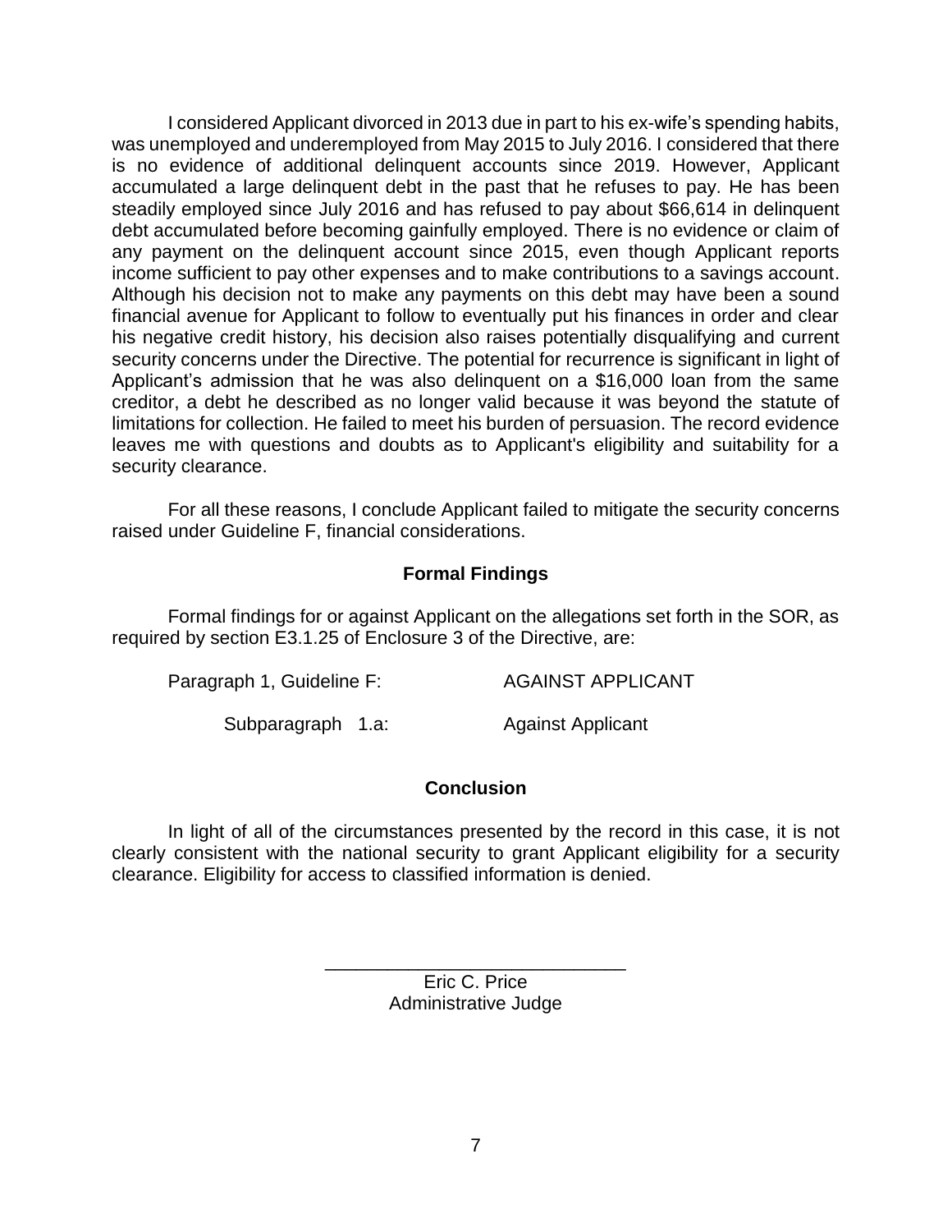I considered Applicant divorced in 2013 due in part to his ex-wife's spending habits, was unemployed and underemployed from May 2015 to July 2016. I considered that there is no evidence of additional delinquent accounts since 2019. However, Applicant accumulated a large delinquent debt in the past that he refuses to pay. He has been steadily employed since July 2016 and has refused to pay about $66,614 in delinquent debt accumulated before becoming gainfully employed. There is no evidence or claim of any payment on the delinquent account since 2015, even though Applicant reports income sufficient to pay other expenses and to make contributions to a savings account. Although his decision not to make any payments on this debt may have been a sound financial avenue for Applicant to follow to eventually put his finances in order and clear his negative credit history, his decision also raises potentially disqualifying and current security concerns under the Directive. The potential for recurrence is significant in light of Applicant's admission that he was also delinquent on a $16,000 loan from the same creditor, a debt he described as no longer valid because it was beyond the statute of limitations for collection. He failed to meet his burden of persuasion. The record evidence leaves me with questions and doubts as to Applicant's eligibility and suitability for a security clearance.

For all these reasons, I conclude Applicant failed to mitigate the security concerns raised under Guideline F, financial considerations.

## Formal Findings

Formal findings for or against Applicant on the allegations set forth in the SOR, as required by section E3.1.25 of Enclosure 3 of the Directive, are:

| | |
|---|---|
| Paragraph 1, Guideline F: | AGAINST APPLICANT |
| Subparagraph 1.a: | Against Applicant |

## Conclusion

In light of all of the circumstances presented by the record in this case, it is not clearly consistent with the national security to grant Applicant eligibility for a security clearance. Eligibility for access to classified information is denied.

\_\_\_\_\_\_\_\_\_\_\_\_\_\_\_\_\_\_\_\_\_\_\_\_\_\_\_\_\_\_

Eric C. Price
Administrative Judge